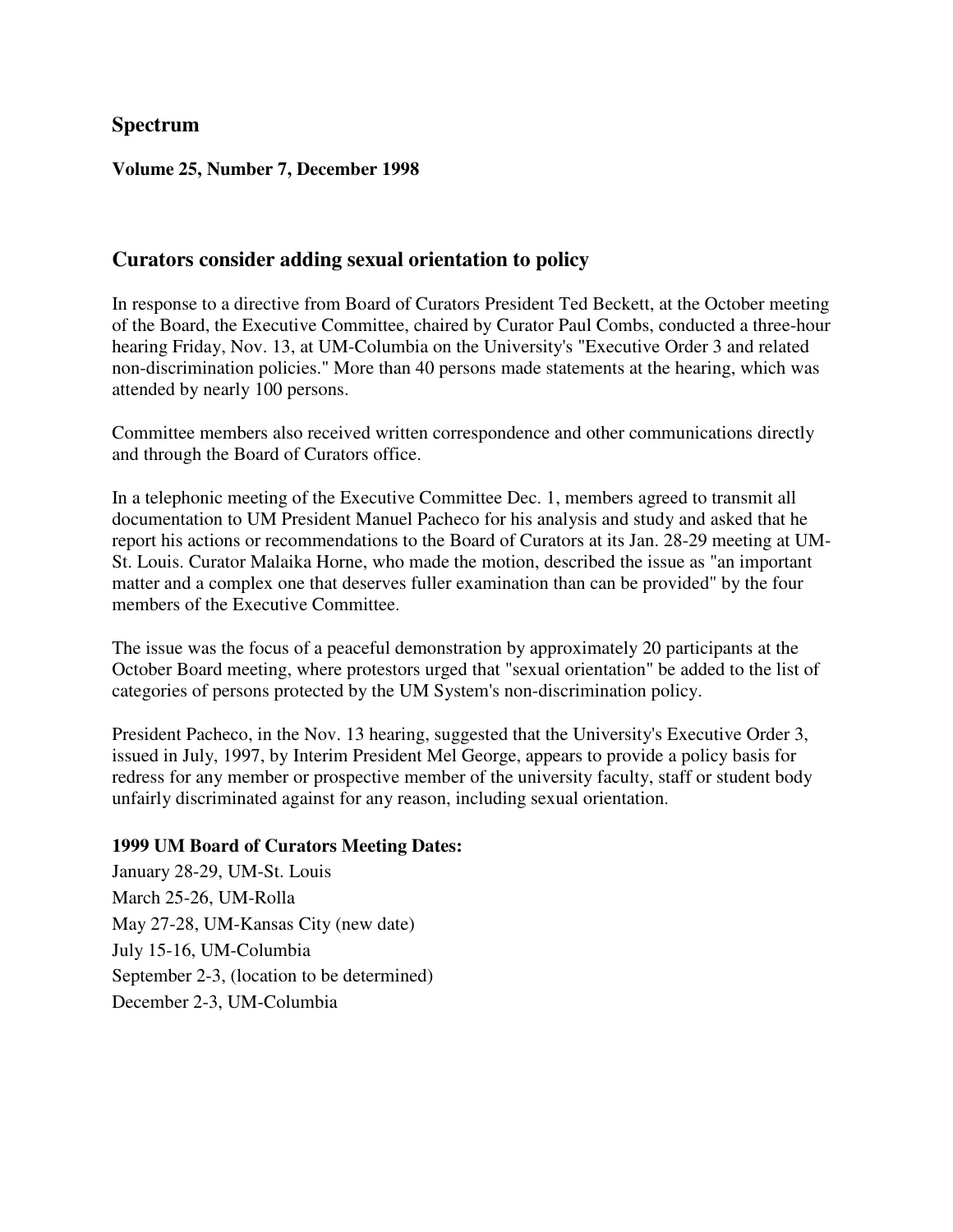# Spectrum

**Volume 25, Number 7, December 1998**

## Curators consider adding sexual orientation to policy

In response to a directive from Board of Curators President Ted Beckett, at the October meeting of the Board, the Executive Committee, chaired by Curator Paul Combs, conducted a three-hour hearing Friday, Nov. 13, at UM-Columbia on the University's "Executive Order 3 and related non-discrimination policies." More than 40 persons made statements at the hearing, which was attended by nearly 100 persons.

Committee members also received written correspondence and other communications directly and through the Board of Curators office.

In a telephonic meeting of the Executive Committee Dec. 1, members agreed to transmit all documentation to UM President Manuel Pacheco for his analysis and study and asked that he report his actions or recommendations to the Board of Curators at its Jan. 28-29 meeting at UM-St. Louis. Curator Malaika Horne, who made the motion, described the issue as "an important matter and a complex one that deserves fuller examination than can be provided" by the four members of the Executive Committee.

The issue was the focus of a peaceful demonstration by approximately 20 participants at the October Board meeting, where protestors urged that "sexual orientation" be added to the list of categories of persons protected by the UM System's non-discrimination policy.

President Pacheco, in the Nov. 13 hearing, suggested that the University's Executive Order 3, issued in July, 1997, by Interim President Mel George, appears to provide a policy basis for redress for any member or prospective member of the university faculty, staff or student body unfairly discriminated against for any reason, including sexual orientation.

**1999 UM Board of Curators Meeting Dates:**

January 28-29, UM-St. Louis
March 25-26, UM-Rolla
May 27-28, UM-Kansas City (new date)
July 15-16, UM-Columbia
September 2-3, (location to be determined)
December 2-3, UM-Columbia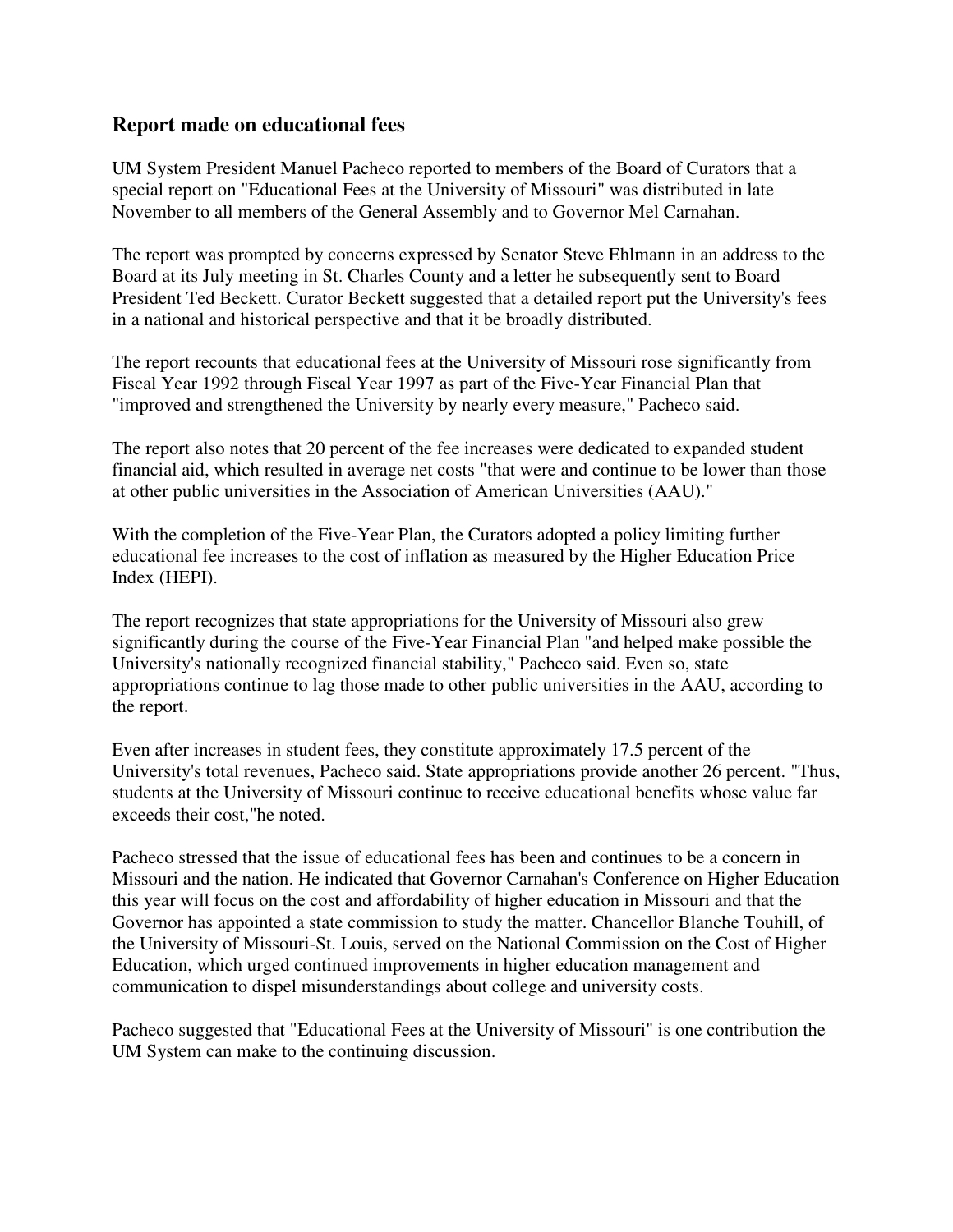## Report made on educational fees

UM System President Manuel Pacheco reported to members of the Board of Curators that a special report on "Educational Fees at the University of Missouri" was distributed in late November to all members of the General Assembly and to Governor Mel Carnahan.

The report was prompted by concerns expressed by Senator Steve Ehlmann in an address to the Board at its July meeting in St. Charles County and a letter he subsequently sent to Board President Ted Beckett. Curator Beckett suggested that a detailed report put the University's fees in a national and historical perspective and that it be broadly distributed.

The report recounts that educational fees at the University of Missouri rose significantly from Fiscal Year 1992 through Fiscal Year 1997 as part of the Five-Year Financial Plan that "improved and strengthened the University by nearly every measure," Pacheco said.

The report also notes that 20 percent of the fee increases were dedicated to expanded student financial aid, which resulted in average net costs "that were and continue to be lower than those at other public universities in the Association of American Universities (AAU)."

With the completion of the Five-Year Plan, the Curators adopted a policy limiting further educational fee increases to the cost of inflation as measured by the Higher Education Price Index (HEPI).

The report recognizes that state appropriations for the University of Missouri also grew significantly during the course of the Five-Year Financial Plan "and helped make possible the University's nationally recognized financial stability," Pacheco said. Even so, state appropriations continue to lag those made to other public universities in the AAU, according to the report.

Even after increases in student fees, they constitute approximately 17.5 percent of the University's total revenues, Pacheco said. State appropriations provide another 26 percent. "Thus, students at the University of Missouri continue to receive educational benefits whose value far exceeds their cost,"he noted.

Pacheco stressed that the issue of educational fees has been and continues to be a concern in Missouri and the nation. He indicated that Governor Carnahan's Conference on Higher Education this year will focus on the cost and affordability of higher education in Missouri and that the Governor has appointed a state commission to study the matter. Chancellor Blanche Touhill, of the University of Missouri-St. Louis, served on the National Commission on the Cost of Higher Education, which urged continued improvements in higher education management and communication to dispel misunderstandings about college and university costs.

Pacheco suggested that "Educational Fees at the University of Missouri" is one contribution the UM System can make to the continuing discussion.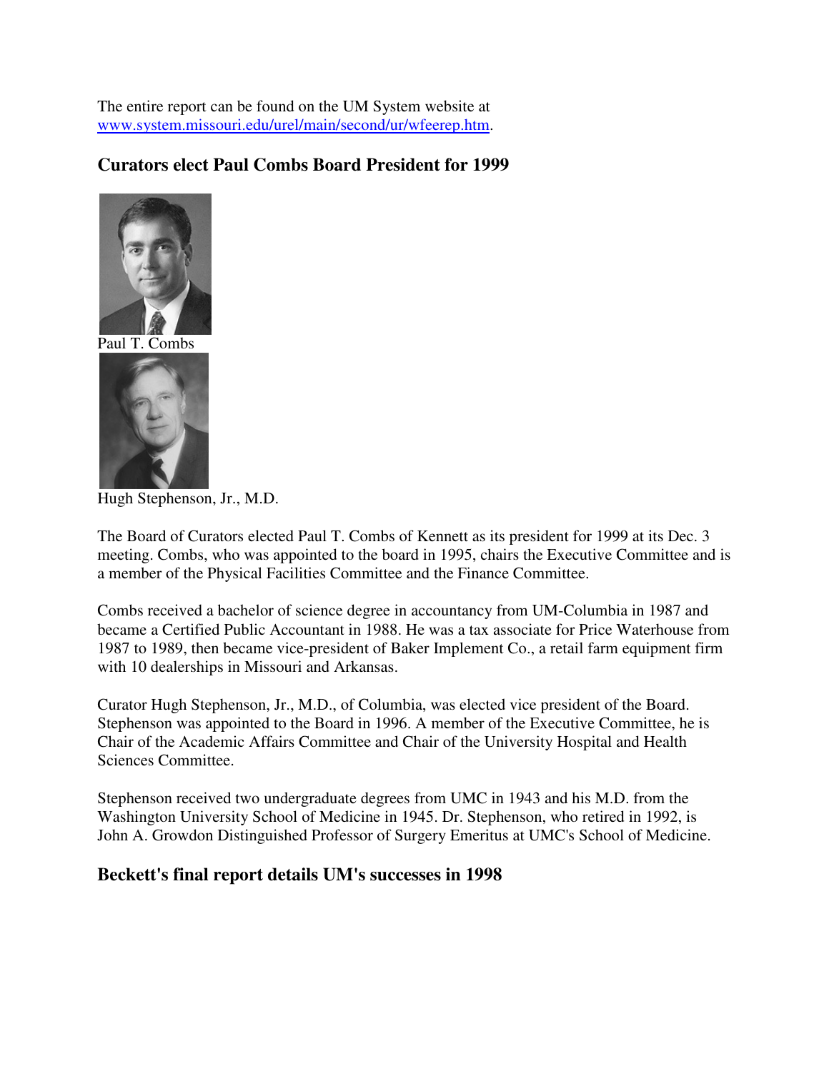The entire report can be found on the UM System website at [www.system.missouri.edu/urel/main/second/ur/wfeerep.htm](www.system.missouri.edu/urel/main/second/ur/wfeerep.htm).

## Curators elect Paul Combs Board President for 1999

Paul T. Combs

Hugh Stephenson, Jr., M.D.

The Board of Curators elected Paul T. Combs of Kennett as its president for 1999 at its Dec. 3 meeting. Combs, who was appointed to the board in 1995, chairs the Executive Committee and is a member of the Physical Facilities Committee and the Finance Committee.

Combs received a bachelor of science degree in accountancy from UM-Columbia in 1987 and became a Certified Public Accountant in 1988. He was a tax associate for Price Waterhouse from 1987 to 1989, then became vice-president of Baker Implement Co., a retail farm equipment firm with 10 dealerships in Missouri and Arkansas.

Curator Hugh Stephenson, Jr., M.D., of Columbia, was elected vice president of the Board. Stephenson was appointed to the Board in 1996. A member of the Executive Committee, he is Chair of the Academic Affairs Committee and Chair of the University Hospital and Health Sciences Committee.

Stephenson received two undergraduate degrees from UMC in 1943 and his M.D. from the Washington University School of Medicine in 1945. Dr. Stephenson, who retired in 1992, is John A. Growdon Distinguished Professor of Surgery Emeritus at UMC's School of Medicine.

## Beckett's final report details UM's successes in 1998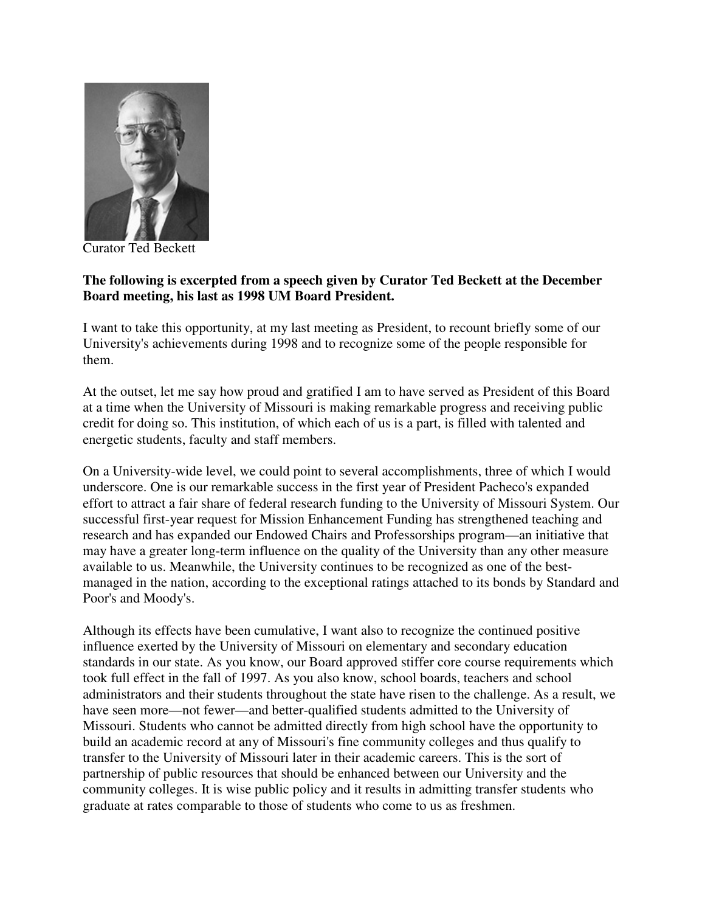Curator Ted Beckett

**The following is excerpted from a speech given by Curator Ted Beckett at the December Board meeting, his last as 1998 UM Board President.**

I want to take this opportunity, at my last meeting as President, to recount briefly some of our University's achievements during 1998 and to recognize some of the people responsible for them.

At the outset, let me say how proud and gratified I am to have served as President of this Board at a time when the University of Missouri is making remarkable progress and receiving public credit for doing so. This institution, of which each of us is a part, is filled with talented and energetic students, faculty and staff members.

On a University-wide level, we could point to several accomplishments, three of which I would underscore. One is our remarkable success in the first year of President Pacheco's expanded effort to attract a fair share of federal research funding to the University of Missouri System. Our successful first-year request for Mission Enhancement Funding has strengthened teaching and research and has expanded our Endowed Chairs and Professorships program—an initiative that may have a greater long-term influence on the quality of the University than any other measure available to us. Meanwhile, the University continues to be recognized as one of the best-managed in the nation, according to the exceptional ratings attached to its bonds by Standard and Poor's and Moody's.

Although its effects have been cumulative, I want also to recognize the continued positive influence exerted by the University of Missouri on elementary and secondary education standards in our state. As you know, our Board approved stiffer core course requirements which took full effect in the fall of 1997. As you also know, school boards, teachers and school administrators and their students throughout the state have risen to the challenge. As a result, we have seen more—not fewer—and better-qualified students admitted to the University of Missouri. Students who cannot be admitted directly from high school have the opportunity to build an academic record at any of Missouri's fine community colleges and thus qualify to transfer to the University of Missouri later in their academic careers. This is the sort of partnership of public resources that should be enhanced between our University and the community colleges. It is wise public policy and it results in admitting transfer students who graduate at rates comparable to those of students who come to us as freshmen.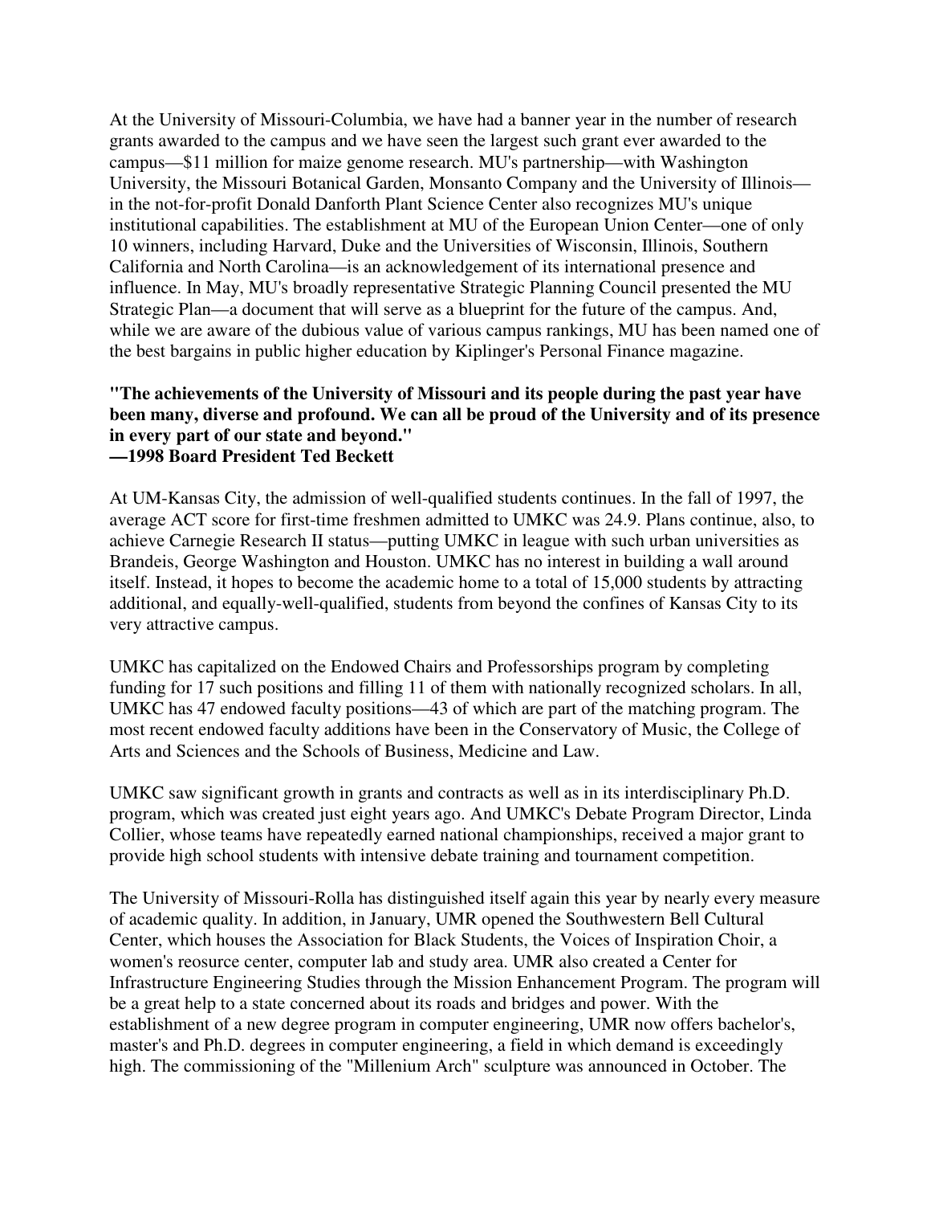At the University of Missouri-Columbia, we have had a banner year in the number of research grants awarded to the campus and we have seen the largest such grant ever awarded to the campus—$11 million for maize genome research. MU's partnership—with Washington University, the Missouri Botanical Garden, Monsanto Company and the University of Illinois—in the not-for-profit Donald Danforth Plant Science Center also recognizes MU's unique institutional capabilities. The establishment at MU of the European Union Center—one of only 10 winners, including Harvard, Duke and the Universities of Wisconsin, Illinois, Southern California and North Carolina—is an acknowledgement of its international presence and influence. In May, MU's broadly representative Strategic Planning Council presented the MU Strategic Plan—a document that will serve as a blueprint for the future of the campus. And, while we are aware of the dubious value of various campus rankings, MU has been named one of the best bargains in public higher education by Kiplinger's Personal Finance magazine.

**"The achievements of the University of Missouri and its people during the past year have been many, diverse and profound. We can all be proud of the University and of its presence in every part of our state and beyond."**
**—1998 Board President Ted Beckett**

At UM-Kansas City, the admission of well-qualified students continues. In the fall of 1997, the average ACT score for first-time freshmen admitted to UMKC was 24.9. Plans continue, also, to achieve Carnegie Research II status—putting UMKC in league with such urban universities as Brandeis, George Washington and Houston. UMKC has no interest in building a wall around itself. Instead, it hopes to become the academic home to a total of 15,000 students by attracting additional, and equally-well-qualified, students from beyond the confines of Kansas City to its very attractive campus.

UMKC has capitalized on the Endowed Chairs and Professorships program by completing funding for 17 such positions and filling 11 of them with nationally recognized scholars. In all, UMKC has 47 endowed faculty positions—43 of which are part of the matching program. The most recent endowed faculty additions have been in the Conservatory of Music, the College of Arts and Sciences and the Schools of Business, Medicine and Law.

UMKC saw significant growth in grants and contracts as well as in its interdisciplinary Ph.D. program, which was created just eight years ago. And UMKC's Debate Program Director, Linda Collier, whose teams have repeatedly earned national championships, received a major grant to provide high school students with intensive debate training and tournament competition.

The University of Missouri-Rolla has distinguished itself again this year by nearly every measure of academic quality. In addition, in January, UMR opened the Southwestern Bell Cultural Center, which houses the Association for Black Students, the Voices of Inspiration Choir, a women's reosource center, computer lab and study area. UMR also created a Center for Infrastructure Engineering Studies through the Mission Enhancement Program. The program will be a great help to a state concerned about its roads and bridges and power. With the establishment of a new degree program in computer engineering, UMR now offers bachelor's, master's and Ph.D. degrees in computer engineering, a field in which demand is exceedingly high. The commissioning of the "Millenium Arch" sculpture was announced in October. The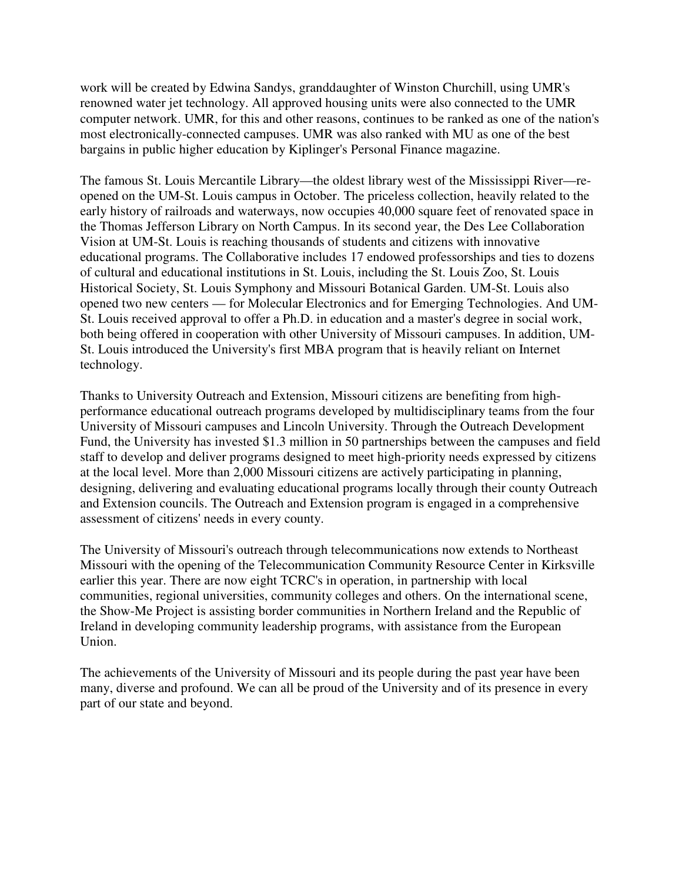work will be created by Edwina Sandys, granddaughter of Winston Churchill, using UMR's renowned water jet technology. All approved housing units were also connected to the UMR computer network. UMR, for this and other reasons, continues to be ranked as one of the nation's most electronically-connected campuses. UMR was also ranked with MU as one of the best bargains in public higher education by Kiplinger's Personal Finance magazine.

The famous St. Louis Mercantile Library—the oldest library west of the Mississippi River—re-opened on the UM-St. Louis campus in October. The priceless collection, heavily related to the early history of railroads and waterways, now occupies 40,000 square feet of renovated space in the Thomas Jefferson Library on North Campus. In its second year, the Des Lee Collaboration Vision at UM-St. Louis is reaching thousands of students and citizens with innovative educational programs. The Collaborative includes 17 endowed professorships and ties to dozens of cultural and educational institutions in St. Louis, including the St. Louis Zoo, St. Louis Historical Society, St. Louis Symphony and Missouri Botanical Garden. UM-St. Louis also opened two new centers — for Molecular Electronics and for Emerging Technologies. And UM-St. Louis received approval to offer a Ph.D. in education and a master's degree in social work, both being offered in cooperation with other University of Missouri campuses. In addition, UM-St. Louis introduced the University's first MBA program that is heavily reliant on Internet technology.

Thanks to University Outreach and Extension, Missouri citizens are benefiting from high-performance educational outreach programs developed by multidisciplinary teams from the four University of Missouri campuses and Lincoln University. Through the Outreach Development Fund, the University has invested $1.3 million in 50 partnerships between the campuses and field staff to develop and deliver programs designed to meet high-priority needs expressed by citizens at the local level. More than 2,000 Missouri citizens are actively participating in planning, designing, delivering and evaluating educational programs locally through their county Outreach and Extension councils. The Outreach and Extension program is engaged in a comprehensive assessment of citizens' needs in every county.

The University of Missouri's outreach through telecommunications now extends to Northeast Missouri with the opening of the Telecommunication Community Resource Center in Kirksville earlier this year. There are now eight TCRC's in operation, in partnership with local communities, regional universities, community colleges and others. On the international scene, the Show-Me Project is assisting border communities in Northern Ireland and the Republic of Ireland in developing community leadership programs, with assistance from the European Union.

The achievements of the University of Missouri and its people during the past year have been many, diverse and profound. We can all be proud of the University and of its presence in every part of our state and beyond.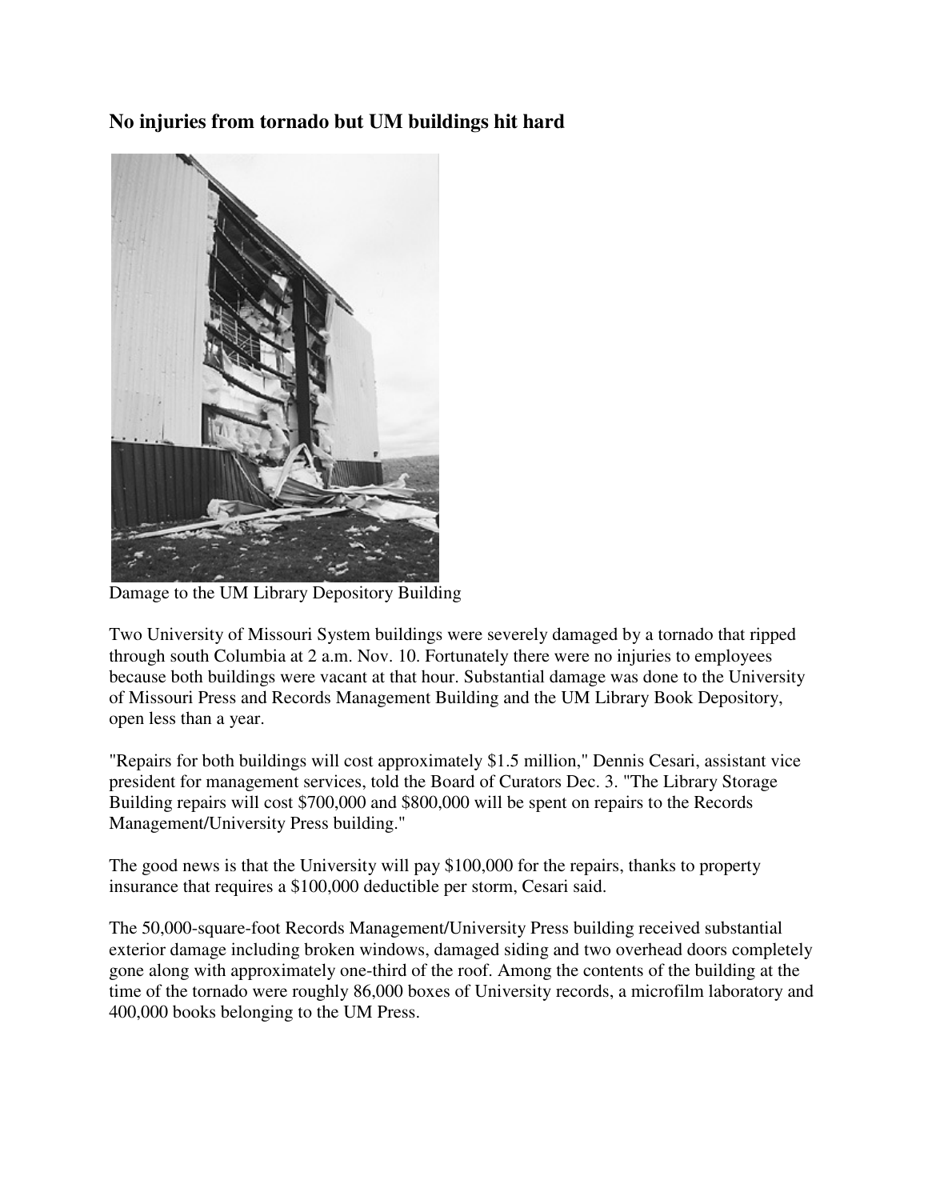### No injuries from tornado but UM buildings hit hard

Damage to the UM Library Depository Building

Two University of Missouri System buildings were severely damaged by a tornado that ripped through south Columbia at 2 a.m. Nov. 10. Fortunately there were no injuries to employees because both buildings were vacant at that hour. Substantial damage was done to the University of Missouri Press and Records Management Building and the UM Library Book Depository, open less than a year.

"Repairs for both buildings will cost approximately $1.5 million," Dennis Cesari, assistant vice president for management services, told the Board of Curators Dec. 3. "The Library Storage Building repairs will cost $700,000 and $800,000 will be spent on repairs to the Records Management/University Press building."

The good news is that the University will pay $100,000 for the repairs, thanks to property insurance that requires a $100,000 deductible per storm, Cesari said.

The 50,000-square-foot Records Management/University Press building received substantial exterior damage including broken windows, damaged siding and two overhead doors completely gone along with approximately one-third of the roof. Among the contents of the building at the time of the tornado were roughly 86,000 boxes of University records, a microfilm laboratory and 400,000 books belonging to the UM Press.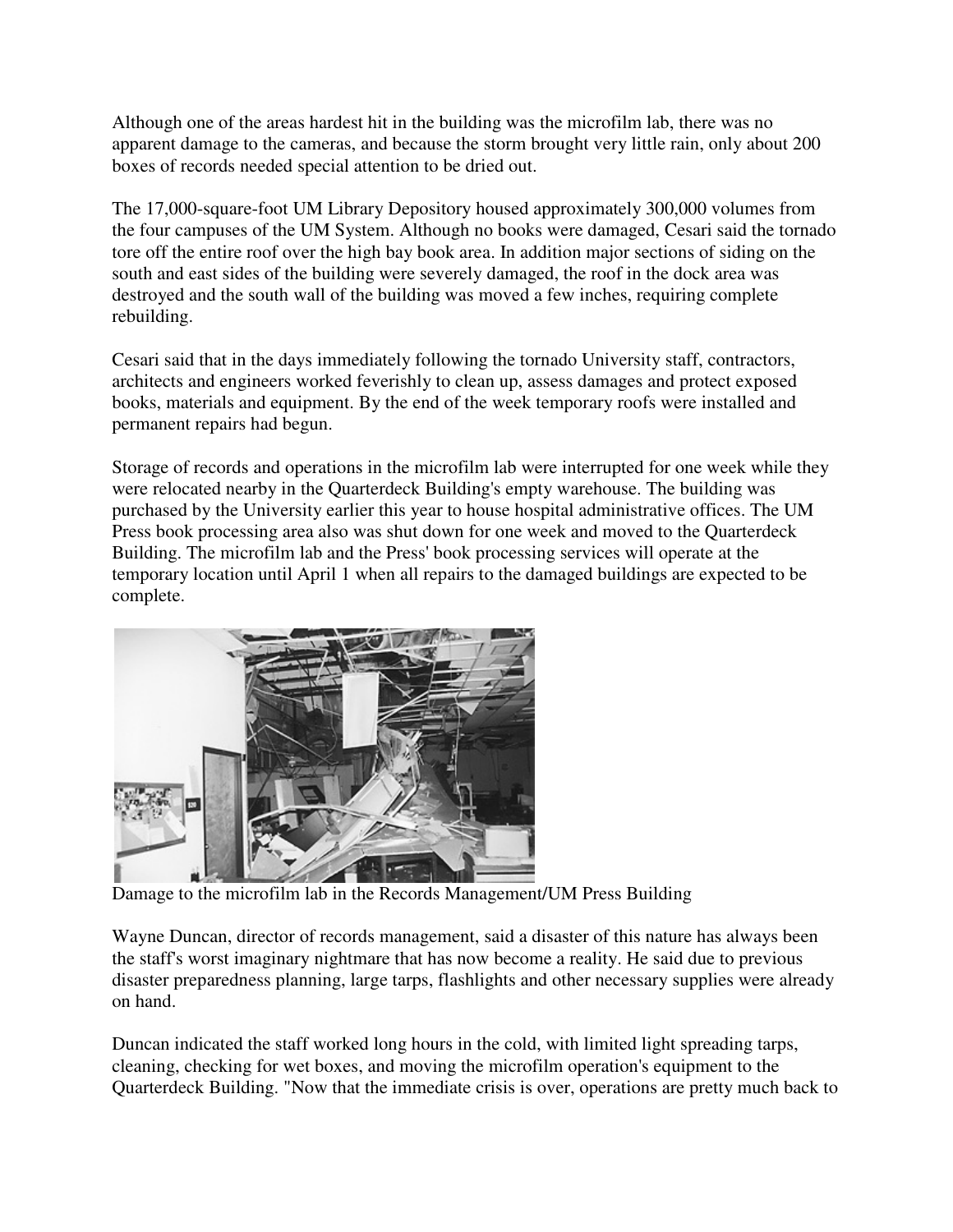Although one of the areas hardest hit in the building was the microfilm lab, there was no apparent damage to the cameras, and because the storm brought very little rain, only about 200 boxes of records needed special attention to be dried out.

The 17,000-square-foot UM Library Depository housed approximately 300,000 volumes from the four campuses of the UM System. Although no books were damaged, Cesari said the tornado tore off the entire roof over the high bay book area. In addition major sections of siding on the south and east sides of the building were severely damaged, the roof in the dock area was destroyed and the south wall of the building was moved a few inches, requiring complete rebuilding.

Cesari said that in the days immediately following the tornado University staff, contractors, architects and engineers worked feverishly to clean up, assess damages and protect exposed books, materials and equipment. By the end of the week temporary roofs were installed and permanent repairs had begun.

Storage of records and operations in the microfilm lab were interrupted for one week while they were relocated nearby in the Quarterdeck Building's empty warehouse. The building was purchased by the University earlier this year to house hospital administrative offices. The UM Press book processing area also was shut down for one week and moved to the Quarterdeck Building. The microfilm lab and the Press' book processing services will operate at the temporary location until April 1 when all repairs to the damaged buildings are expected to be complete.

Damage to the microfilm lab in the Records Management/UM Press Building

Wayne Duncan, director of records management, said a disaster of this nature has always been the staff's worst imaginary nightmare that has now become a reality. He said due to previous disaster preparedness planning, large tarps, flashlights and other necessary supplies were already on hand.

Duncan indicated the staff worked long hours in the cold, with limited light spreading tarps, cleaning, checking for wet boxes, and moving the microfilm operation's equipment to the Quarterdeck Building. "Now that the immediate crisis is over, operations are pretty much back to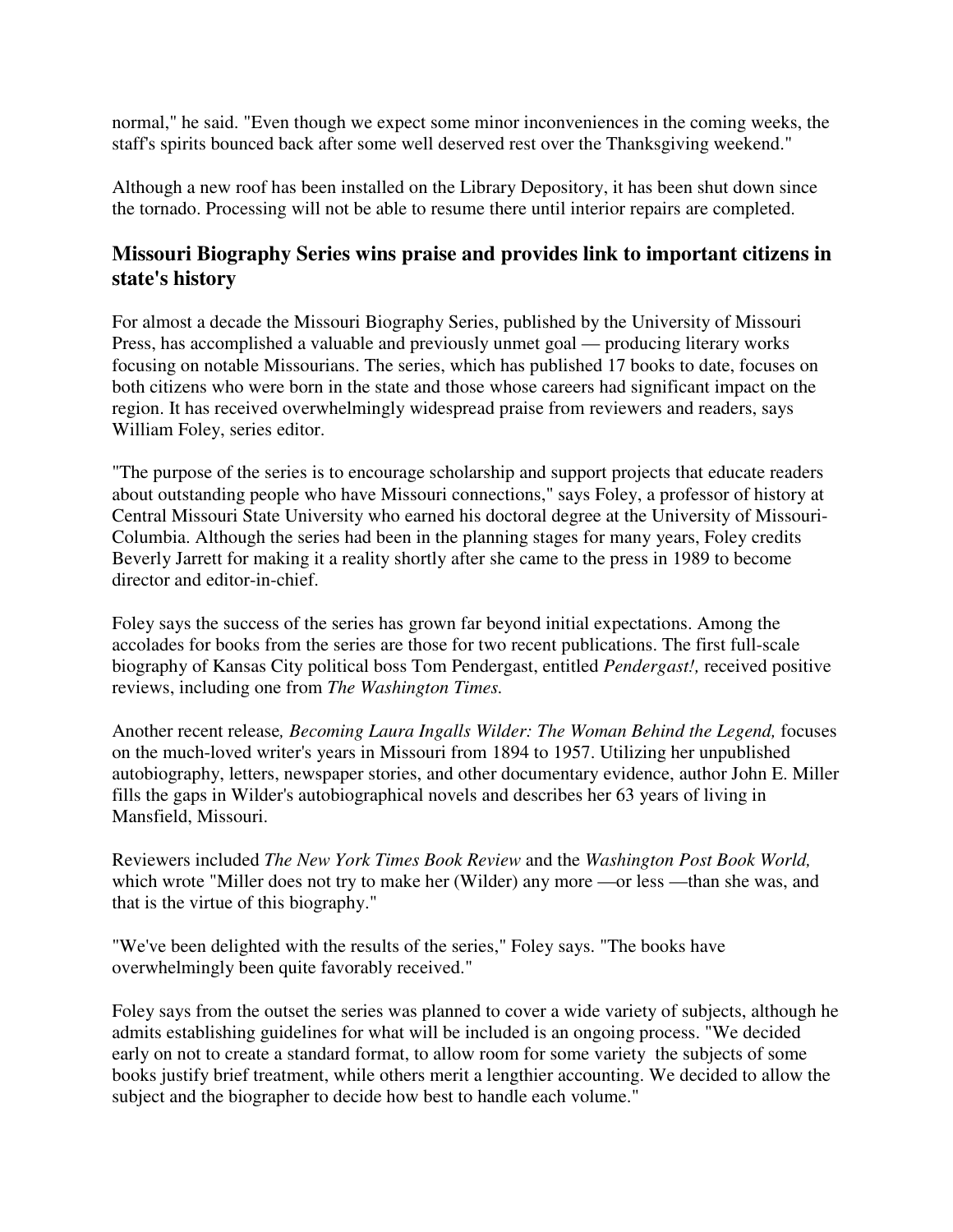normal," he said. "Even though we expect some minor inconveniences in the coming weeks, the staff's spirits bounced back after some well deserved rest over the Thanksgiving weekend."

Although a new roof has been installed on the Library Depository, it has been shut down since the tornado. Processing will not be able to resume there until interior repairs are completed.

### Missouri Biography Series wins praise and provides link to important citizens in state's history

For almost a decade the Missouri Biography Series, published by the University of Missouri Press, has accomplished a valuable and previously unmet goal — producing literary works focusing on notable Missourians. The series, which has published 17 books to date, focuses on both citizens who were born in the state and those whose careers had significant impact on the region. It has received overwhelmingly widespread praise from reviewers and readers, says William Foley, series editor.

"The purpose of the series is to encourage scholarship and support projects that educate readers about outstanding people who have Missouri connections," says Foley, a professor of history at Central Missouri State University who earned his doctoral degree at the University of Missouri-Columbia. Although the series had been in the planning stages for many years, Foley credits Beverly Jarrett for making it a reality shortly after she came to the press in 1989 to become director and editor-in-chief.

Foley says the success of the series has grown far beyond initial expectations. Among the accolades for books from the series are those for two recent publications. The first full-scale biography of Kansas City political boss Tom Pendergast, entitled *Pendergast!,* received positive reviews, including one from *The Washington Times.*

Another recent release*, Becoming Laura Ingalls Wilder: The Woman Behind the Legend,* focuses on the much-loved writer's years in Missouri from 1894 to 1957. Utilizing her unpublished autobiography, letters, newspaper stories, and other documentary evidence, author John E. Miller fills the gaps in Wilder's autobiographical novels and describes her 63 years of living in Mansfield, Missouri.

Reviewers included *The New York Times Book Review* and the *Washington Post Book World,* which wrote "Miller does not try to make her (Wilder) any more —or less —than she was, and that is the virtue of this biography."

"We've been delighted with the results of the series," Foley says. "The books have overwhelmingly been quite favorably received."

Foley says from the outset the series was planned to cover a wide variety of subjects, although he admits establishing guidelines for what will be included is an ongoing process. "We decided early on not to create a standard format, to allow room for some variety  the subjects of some books justify brief treatment, while others merit a lengthier accounting. We decided to allow the subject and the biographer to decide how best to handle each volume."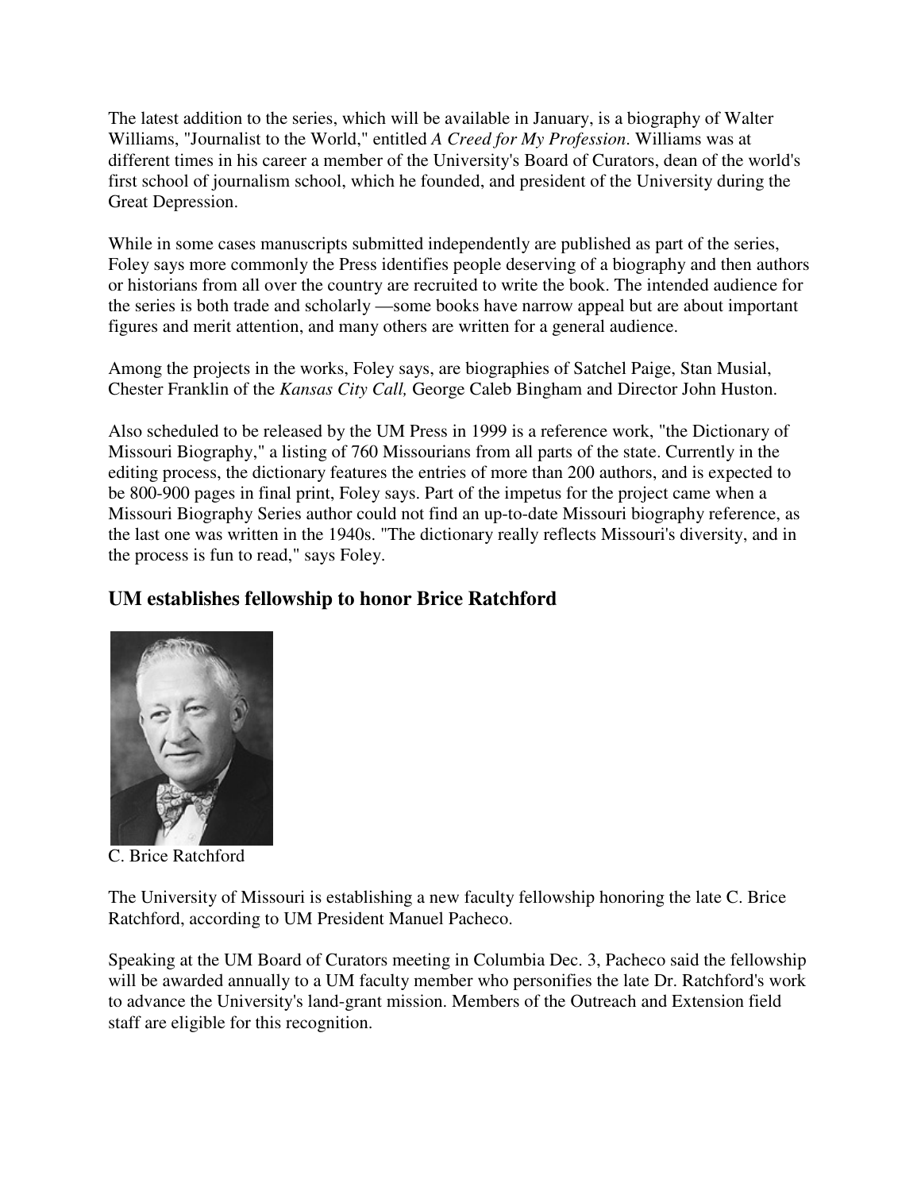The latest addition to the series, which will be available in January, is a biography of Walter Williams, "Journalist to the World," entitled *A Creed for My Profession*. Williams was at different times in his career a member of the University's Board of Curators, dean of the world's first school of journalism school, which he founded, and president of the University during the Great Depression.

While in some cases manuscripts submitted independently are published as part of the series, Foley says more commonly the Press identifies people deserving of a biography and then authors or historians from all over the country are recruited to write the book. The intended audience for the series is both trade and scholarly —some books have narrow appeal but are about important figures and merit attention, and many others are written for a general audience.

Among the projects in the works, Foley says, are biographies of Satchel Paige, Stan Musial, Chester Franklin of the *Kansas City Call,* George Caleb Bingham and Director John Huston.

Also scheduled to be released by the UM Press in 1999 is a reference work, "the Dictionary of Missouri Biography," a listing of 760 Missourians from all parts of the state. Currently in the editing process, the dictionary features the entries of more than 200 authors, and is expected to be 800-900 pages in final print, Foley says. Part of the impetus for the project came when a Missouri Biography Series author could not find an up-to-date Missouri biography reference, as the last one was written in the 1940s. "The dictionary really reflects Missouri's diversity, and in the process is fun to read," says Foley.

## UM establishes fellowship to honor Brice Ratchford

C. Brice Ratchford

The University of Missouri is establishing a new faculty fellowship honoring the late C. Brice Ratchford, according to UM President Manuel Pacheco.

Speaking at the UM Board of Curators meeting in Columbia Dec. 3, Pacheco said the fellowship will be awarded annually to a UM faculty member who personifies the late Dr. Ratchford's work to advance the University's land-grant mission. Members of the Outreach and Extension field staff are eligible for this recognition.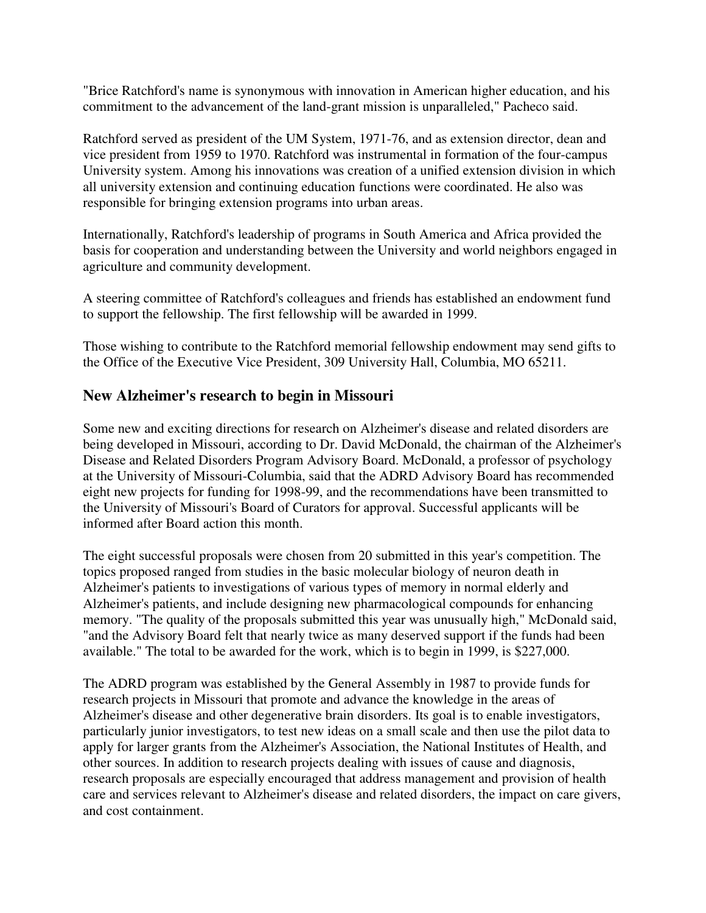"Brice Ratchford's name is synonymous with innovation in American higher education, and his commitment to the advancement of the land-grant mission is unparalleled," Pacheco said.

Ratchford served as president of the UM System, 1971-76, and as extension director, dean and vice president from 1959 to 1970. Ratchford was instrumental in formation of the four-campus University system. Among his innovations was creation of a unified extension division in which all university extension and continuing education functions were coordinated. He also was responsible for bringing extension programs into urban areas.

Internationally, Ratchford's leadership of programs in South America and Africa provided the basis for cooperation and understanding between the University and world neighbors engaged in agriculture and community development.

A steering committee of Ratchford's colleagues and friends has established an endowment fund to support the fellowship. The first fellowship will be awarded in 1999.

Those wishing to contribute to the Ratchford memorial fellowship endowment may send gifts to the Office of the Executive Vice President, 309 University Hall, Columbia, MO 65211.

## New Alzheimer's research to begin in Missouri

Some new and exciting directions for research on Alzheimer's disease and related disorders are being developed in Missouri, according to Dr. David McDonald, the chairman of the Alzheimer's Disease and Related Disorders Program Advisory Board. McDonald, a professor of psychology at the University of Missouri-Columbia, said that the ADRD Advisory Board has recommended eight new projects for funding for 1998-99, and the recommendations have been transmitted to the University of Missouri's Board of Curators for approval. Successful applicants will be informed after Board action this month.

The eight successful proposals were chosen from 20 submitted in this year's competition. The topics proposed ranged from studies in the basic molecular biology of neuron death in Alzheimer's patients to investigations of various types of memory in normal elderly and Alzheimer's patients, and include designing new pharmacological compounds for enhancing memory. "The quality of the proposals submitted this year was unusually high," McDonald said, "and the Advisory Board felt that nearly twice as many deserved support if the funds had been available." The total to be awarded for the work, which is to begin in 1999, is $227,000.

The ADRD program was established by the General Assembly in 1987 to provide funds for research projects in Missouri that promote and advance the knowledge in the areas of Alzheimer's disease and other degenerative brain disorders. Its goal is to enable investigators, particularly junior investigators, to test new ideas on a small scale and then use the pilot data to apply for larger grants from the Alzheimer's Association, the National Institutes of Health, and other sources. In addition to research projects dealing with issues of cause and diagnosis, research proposals are especially encouraged that address management and provision of health care and services relevant to Alzheimer's disease and related disorders, the impact on care givers, and cost containment.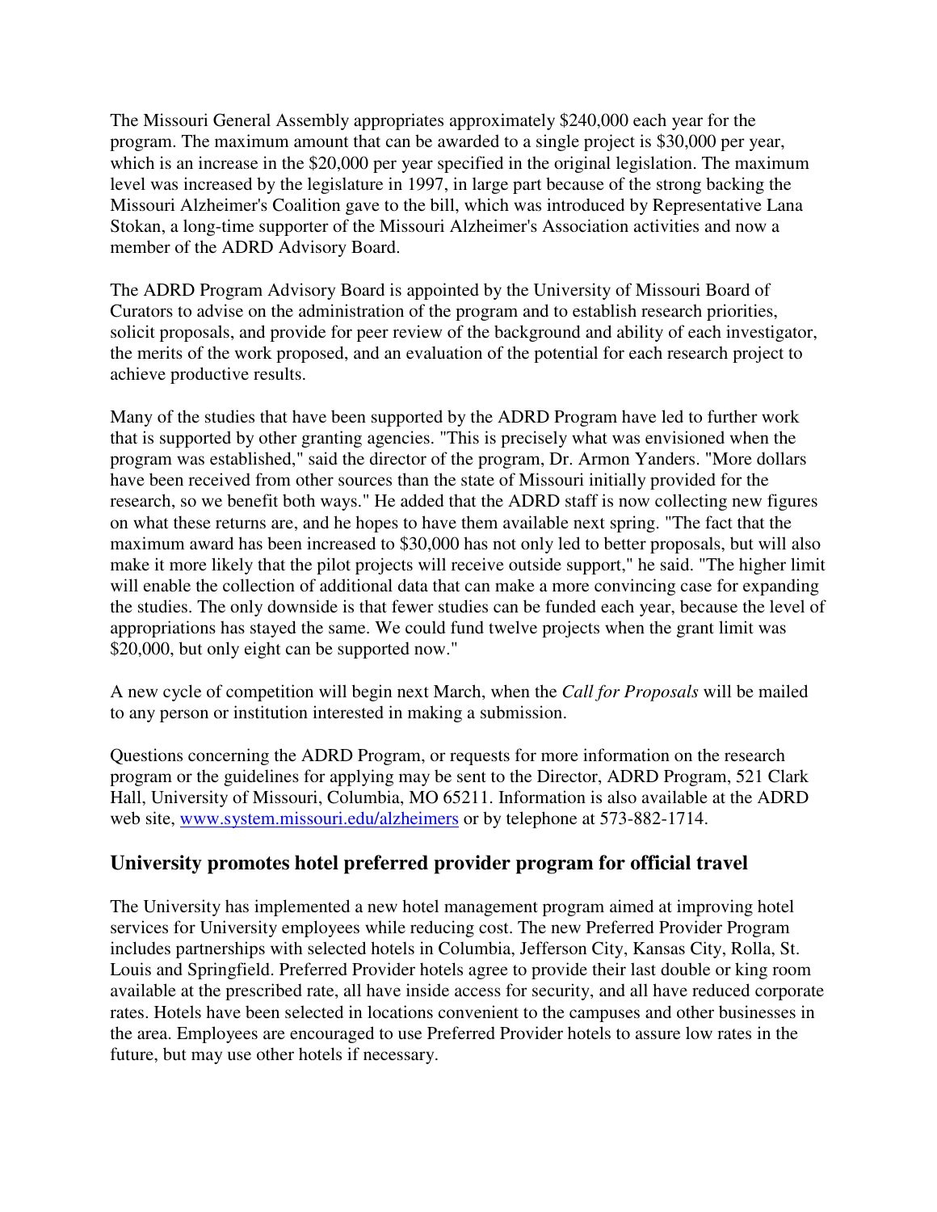The Missouri General Assembly appropriates approximately $240,000 each year for the program. The maximum amount that can be awarded to a single project is $30,000 per year, which is an increase in the $20,000 per year specified in the original legislation. The maximum level was increased by the legislature in 1997, in large part because of the strong backing the Missouri Alzheimer's Coalition gave to the bill, which was introduced by Representative Lana Stokan, a long-time supporter of the Missouri Alzheimer's Association activities and now a member of the ADRD Advisory Board.

The ADRD Program Advisory Board is appointed by the University of Missouri Board of Curators to advise on the administration of the program and to establish research priorities, solicit proposals, and provide for peer review of the background and ability of each investigator, the merits of the work proposed, and an evaluation of the potential for each research project to achieve productive results.

Many of the studies that have been supported by the ADRD Program have led to further work that is supported by other granting agencies. "This is precisely what was envisioned when the program was established," said the director of the program, Dr. Armon Yanders. "More dollars have been received from other sources than the state of Missouri initially provided for the research, so we benefit both ways." He added that the ADRD staff is now collecting new figures on what these returns are, and he hopes to have them available next spring. "The fact that the maximum award has been increased to $30,000 has not only led to better proposals, but will also make it more likely that the pilot projects will receive outside support," he said. "The higher limit will enable the collection of additional data that can make a more convincing case for expanding the studies. The only downside is that fewer studies can be funded each year, because the level of appropriations has stayed the same. We could fund twelve projects when the grant limit was $20,000, but only eight can be supported now."

A new cycle of competition will begin next March, when the *Call for Proposals* will be mailed to any person or institution interested in making a submission.

Questions concerning the ADRD Program, or requests for more information on the research program or the guidelines for applying may be sent to the Director, ADRD Program, 521 Clark Hall, University of Missouri, Columbia, MO 65211. Information is also available at the ADRD web site, [www.system.missouri.edu/alzheimers](www.system.missouri.edu/alzheimers) or by telephone at 573-882-1714.

## University promotes hotel preferred provider program for official travel

The University has implemented a new hotel management program aimed at improving hotel services for University employees while reducing cost. The new Preferred Provider Program includes partnerships with selected hotels in Columbia, Jefferson City, Kansas City, Rolla, St. Louis and Springfield. Preferred Provider hotels agree to provide their last double or king room available at the prescribed rate, all have inside access for security, and all have reduced corporate rates. Hotels have been selected in locations convenient to the campuses and other businesses in the area. Employees are encouraged to use Preferred Provider hotels to assure low rates in the future, but may use other hotels if necessary.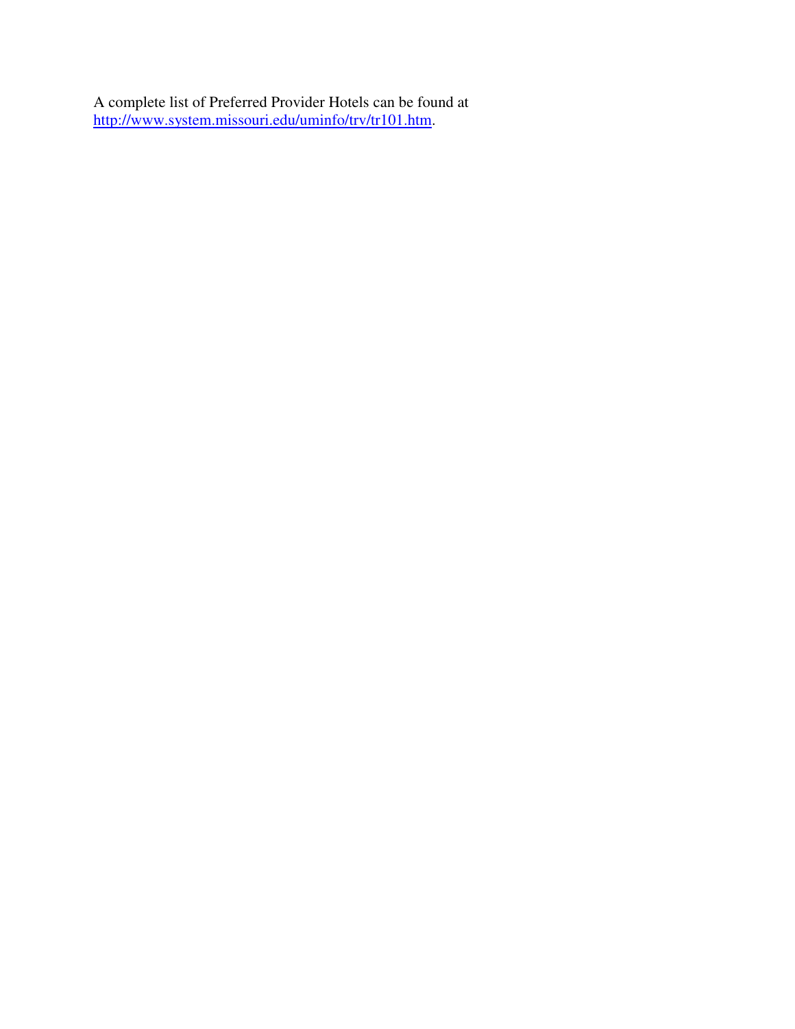A complete list of Preferred Provider Hotels can be found at
http://www.system.missouri.edu/uminfo/trv/tr101.htm.